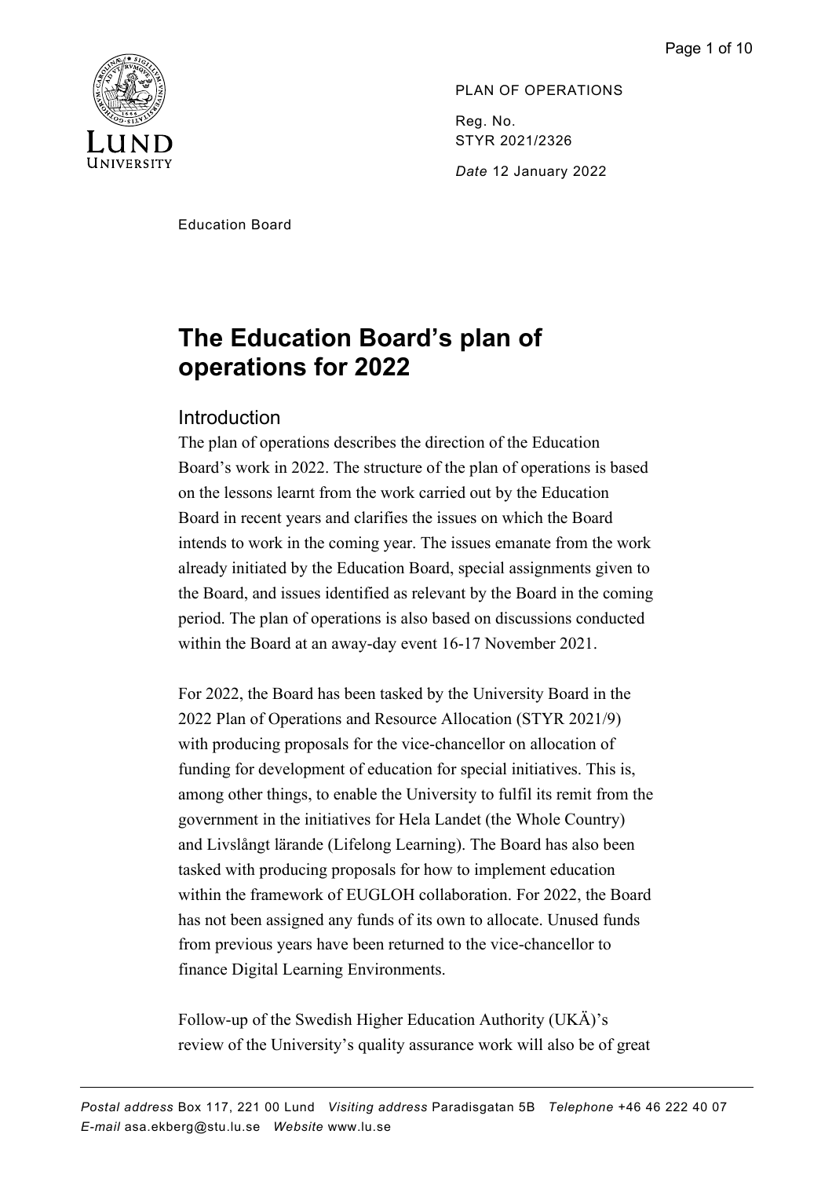PLAN OF OPERATIONS

Reg. No.
STYR 2021/2326

*Date* 12 January 2022

Education Board

# The Education Board's plan of operations for 2022

## Introduction

The plan of operations describes the direction of the Education Board's work in 2022. The structure of the plan of operations is based on the lessons learnt from the work carried out by the Education Board in recent years and clarifies the issues on which the Board intends to work in the coming year. The issues emanate from the work already initiated by the Education Board, special assignments given to the Board, and issues identified as relevant by the Board in the coming period. The plan of operations is also based on discussions conducted within the Board at an away-day event 16-17 November 2021.

For 2022, the Board has been tasked by the University Board in the 2022 Plan of Operations and Resource Allocation (STYR 2021/9) with producing proposals for the vice-chancellor on allocation of funding for development of education for special initiatives. This is, among other things, to enable the University to fulfil its remit from the government in the initiatives for Hela Landet (the Whole Country) and Livslångt lärande (Lifelong Learning). The Board has also been tasked with producing proposals for how to implement education within the framework of EUGLOH collaboration. For 2022, the Board has not been assigned any funds of its own to allocate. Unused funds from previous years have been returned to the vice-chancellor to finance Digital Learning Environments.

Follow-up of the Swedish Higher Education Authority (UKÄ)'s review of the University's quality assurance work will also be of great

*Postal address* Box 117, 221 00 Lund *Visiting address* Paradisgatan 5B *Telephone* +46 46 222 40 07
*E-mail* asa.ekberg@stu.lu.se *Website* www.lu.se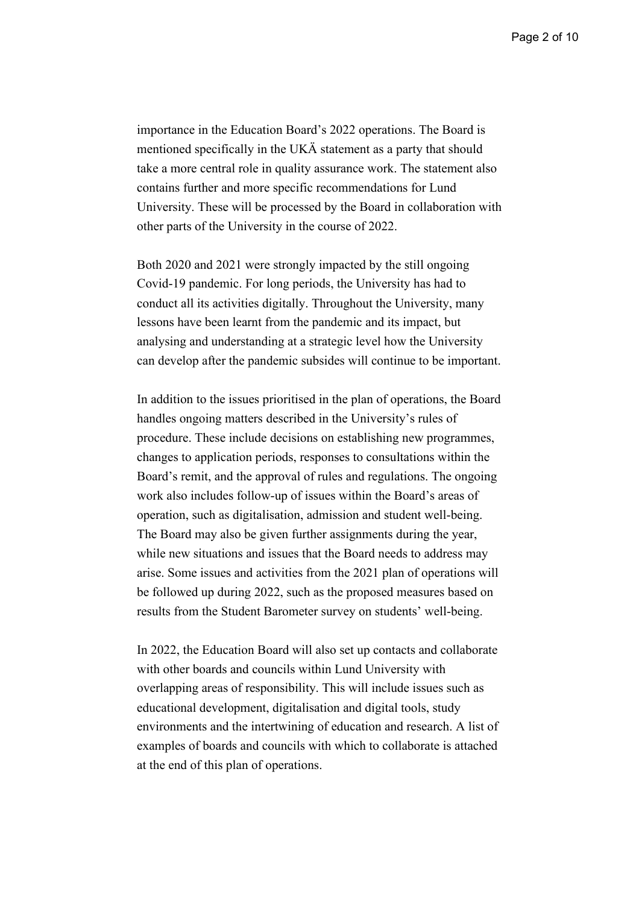importance in the Education Board's 2022 operations. The Board is mentioned specifically in the UKÄ statement as a party that should take a more central role in quality assurance work. The statement also contains further and more specific recommendations for Lund University. These will be processed by the Board in collaboration with other parts of the University in the course of 2022.

Both 2020 and 2021 were strongly impacted by the still ongoing Covid-19 pandemic. For long periods, the University has had to conduct all its activities digitally. Throughout the University, many lessons have been learnt from the pandemic and its impact, but analysing and understanding at a strategic level how the University can develop after the pandemic subsides will continue to be important.

In addition to the issues prioritised in the plan of operations, the Board handles ongoing matters described in the University's rules of procedure. These include decisions on establishing new programmes, changes to application periods, responses to consultations within the Board's remit, and the approval of rules and regulations. The ongoing work also includes follow-up of issues within the Board's areas of operation, such as digitalisation, admission and student well-being. The Board may also be given further assignments during the year, while new situations and issues that the Board needs to address may arise. Some issues and activities from the 2021 plan of operations will be followed up during 2022, such as the proposed measures based on results from the Student Barometer survey on students' well-being.

In 2022, the Education Board will also set up contacts and collaborate with other boards and councils within Lund University with overlapping areas of responsibility. This will include issues such as educational development, digitalisation and digital tools, study environments and the intertwining of education and research. A list of examples of boards and councils with which to collaborate is attached at the end of this plan of operations.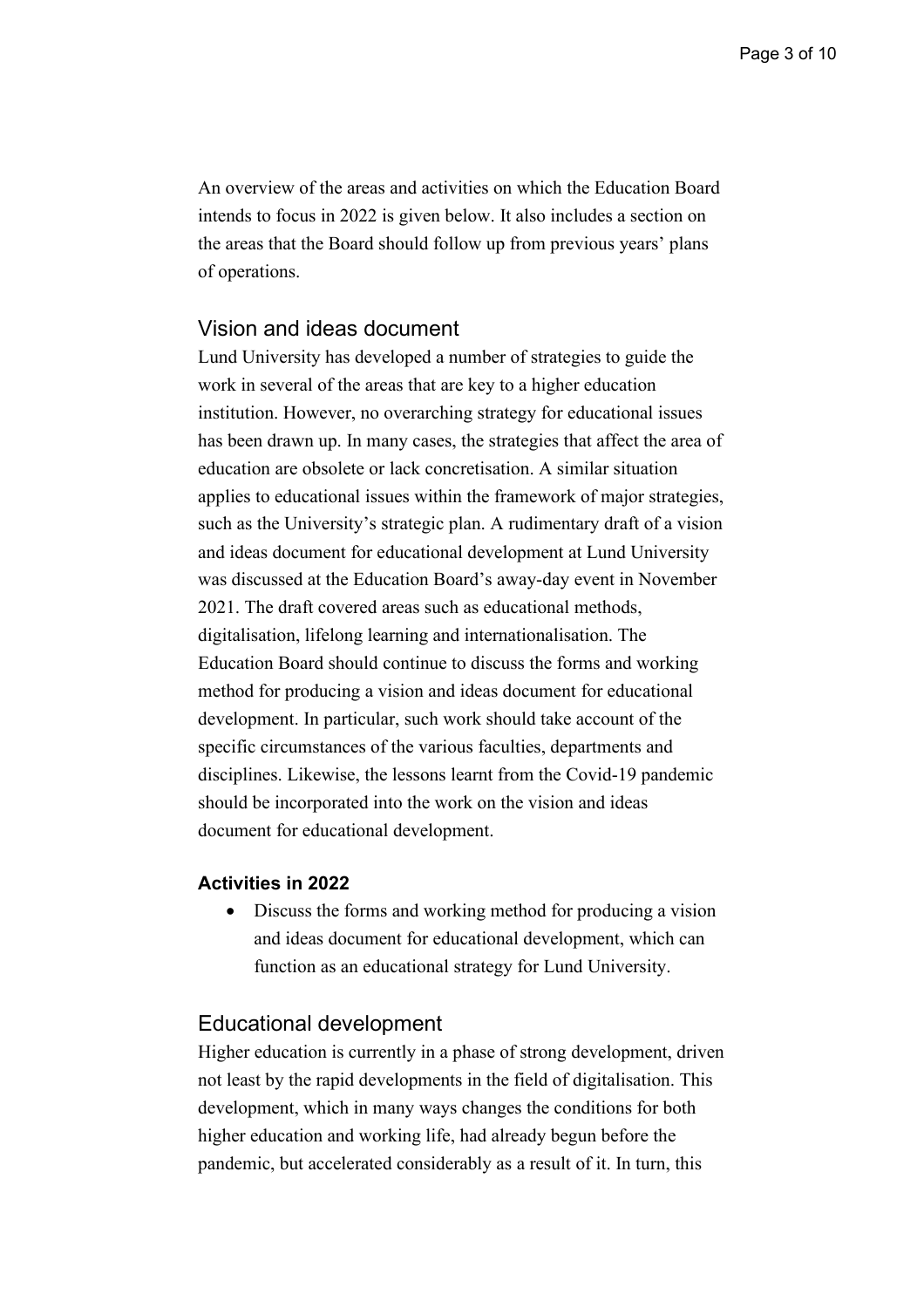An overview of the areas and activities on which the Education Board intends to focus in 2022 is given below. It also includes a section on the areas that the Board should follow up from previous years' plans of operations.

## Vision and ideas document

Lund University has developed a number of strategies to guide the work in several of the areas that are key to a higher education institution. However, no overarching strategy for educational issues has been drawn up. In many cases, the strategies that affect the area of education are obsolete or lack concretisation. A similar situation applies to educational issues within the framework of major strategies, such as the University's strategic plan. A rudimentary draft of a vision and ideas document for educational development at Lund University was discussed at the Education Board's away-day event in November 2021. The draft covered areas such as educational methods, digitalisation, lifelong learning and internationalisation. The Education Board should continue to discuss the forms and working method for producing a vision and ideas document for educational development. In particular, such work should take account of the specific circumstances of the various faculties, departments and disciplines. Likewise, the lessons learnt from the Covid-19 pandemic should be incorporated into the work on the vision and ideas document for educational development.

**Activities in 2022**

- Discuss the forms and working method for producing a vision and ideas document for educational development, which can function as an educational strategy for Lund University.

## Educational development

Higher education is currently in a phase of strong development, driven not least by the rapid developments in the field of digitalisation. This development, which in many ways changes the conditions for both higher education and working life, had already begun before the pandemic, but accelerated considerably as a result of it. In turn, this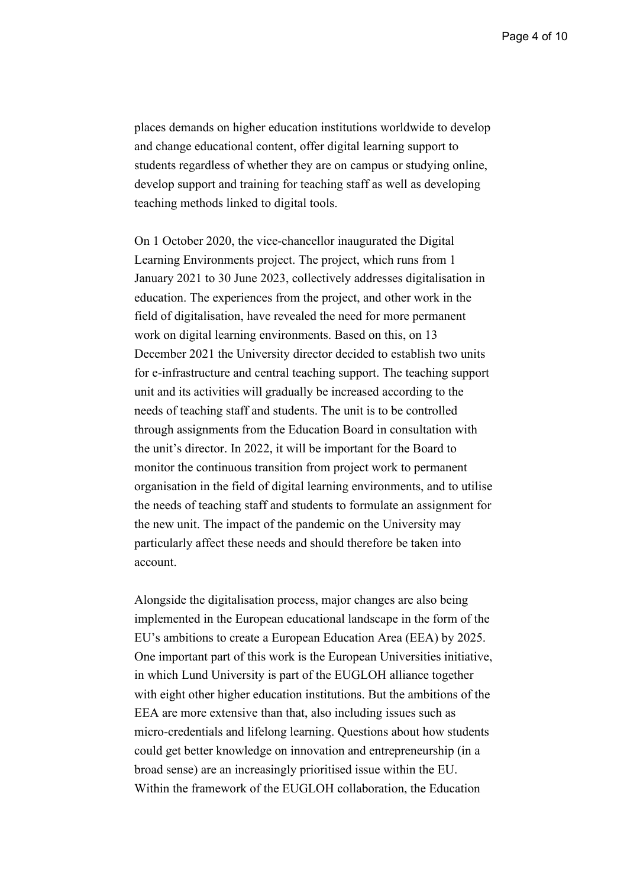places demands on higher education institutions worldwide to develop and change educational content, offer digital learning support to students regardless of whether they are on campus or studying online, develop support and training for teaching staff as well as developing teaching methods linked to digital tools.

On 1 October 2020, the vice-chancellor inaugurated the Digital Learning Environments project. The project, which runs from 1 January 2021 to 30 June 2023, collectively addresses digitalisation in education. The experiences from the project, and other work in the field of digitalisation, have revealed the need for more permanent work on digital learning environments. Based on this, on 13 December 2021 the University director decided to establish two units for e-infrastructure and central teaching support. The teaching support unit and its activities will gradually be increased according to the needs of teaching staff and students. The unit is to be controlled through assignments from the Education Board in consultation with the unit's director. In 2022, it will be important for the Board to monitor the continuous transition from project work to permanent organisation in the field of digital learning environments, and to utilise the needs of teaching staff and students to formulate an assignment for the new unit. The impact of the pandemic on the University may particularly affect these needs and should therefore be taken into account.

Alongside the digitalisation process, major changes are also being implemented in the European educational landscape in the form of the EU's ambitions to create a European Education Area (EEA) by 2025. One important part of this work is the European Universities initiative, in which Lund University is part of the EUGLOH alliance together with eight other higher education institutions. But the ambitions of the EEA are more extensive than that, also including issues such as micro-credentials and lifelong learning. Questions about how students could get better knowledge on innovation and entrepreneurship (in a broad sense) are an increasingly prioritised issue within the EU. Within the framework of the EUGLOH collaboration, the Education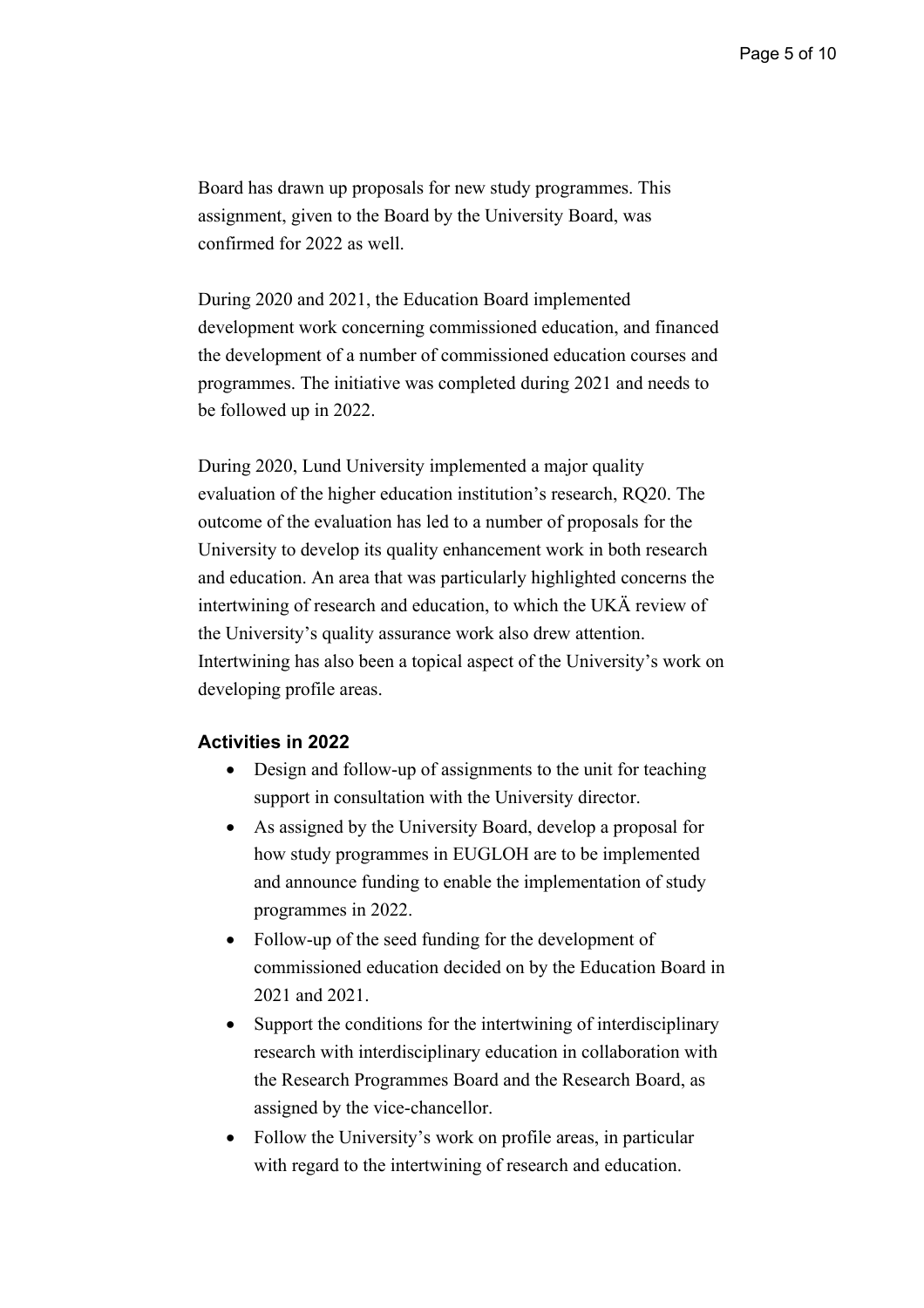Board has drawn up proposals for new study programmes. This assignment, given to the Board by the University Board, was confirmed for 2022 as well.

During 2020 and 2021, the Education Board implemented development work concerning commissioned education, and financed the development of a number of commissioned education courses and programmes. The initiative was completed during 2021 and needs to be followed up in 2022.

During 2020, Lund University implemented a major quality evaluation of the higher education institution's research, RQ20. The outcome of the evaluation has led to a number of proposals for the University to develop its quality enhancement work in both research and education. An area that was particularly highlighted concerns the intertwining of research and education, to which the UKÄ review of the University's quality assurance work also drew attention. Intertwining has also been a topical aspect of the University's work on developing profile areas.

### Activities in 2022

- Design and follow-up of assignments to the unit for teaching support in consultation with the University director.
- As assigned by the University Board, develop a proposal for how study programmes in EUGLOH are to be implemented and announce funding to enable the implementation of study programmes in 2022.
- Follow-up of the seed funding for the development of commissioned education decided on by the Education Board in 2021 and 2021.
- Support the conditions for the intertwining of interdisciplinary research with interdisciplinary education in collaboration with the Research Programmes Board and the Research Board, as assigned by the vice-chancellor.
- Follow the University's work on profile areas, in particular with regard to the intertwining of research and education.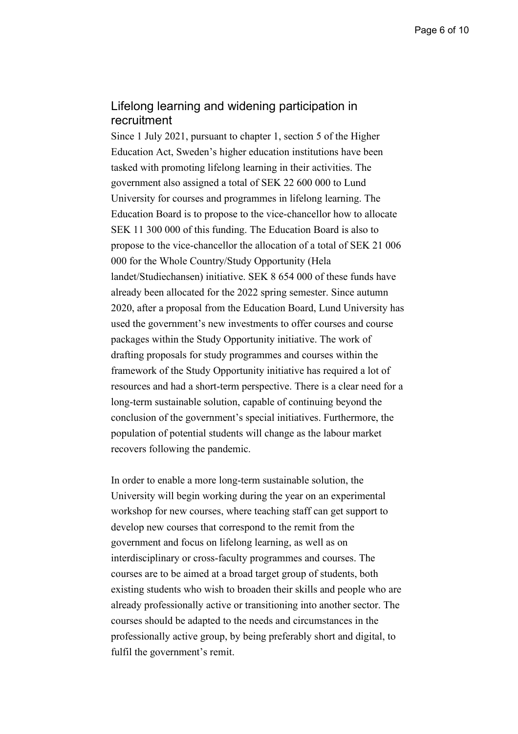## Lifelong learning and widening participation in recruitment

Since 1 July 2021, pursuant to chapter 1, section 5 of the Higher Education Act, Sweden's higher education institutions have been tasked with promoting lifelong learning in their activities. The government also assigned a total of SEK 22 600 000 to Lund University for courses and programmes in lifelong learning. The Education Board is to propose to the vice-chancellor how to allocate SEK 11 300 000 of this funding. The Education Board is also to propose to the vice-chancellor the allocation of a total of SEK 21 006 000 for the Whole Country/Study Opportunity (Hela landet/Studiechansen) initiative. SEK 8 654 000 of these funds have already been allocated for the 2022 spring semester. Since autumn 2020, after a proposal from the Education Board, Lund University has used the government's new investments to offer courses and course packages within the Study Opportunity initiative. The work of drafting proposals for study programmes and courses within the framework of the Study Opportunity initiative has required a lot of resources and had a short-term perspective. There is a clear need for a long-term sustainable solution, capable of continuing beyond the conclusion of the government's special initiatives. Furthermore, the population of potential students will change as the labour market recovers following the pandemic.

In order to enable a more long-term sustainable solution, the University will begin working during the year on an experimental workshop for new courses, where teaching staff can get support to develop new courses that correspond to the remit from the government and focus on lifelong learning, as well as on interdisciplinary or cross-faculty programmes and courses. The courses are to be aimed at a broad target group of students, both existing students who wish to broaden their skills and people who are already professionally active or transitioning into another sector. The courses should be adapted to the needs and circumstances in the professionally active group, by being preferably short and digital, to fulfil the government's remit.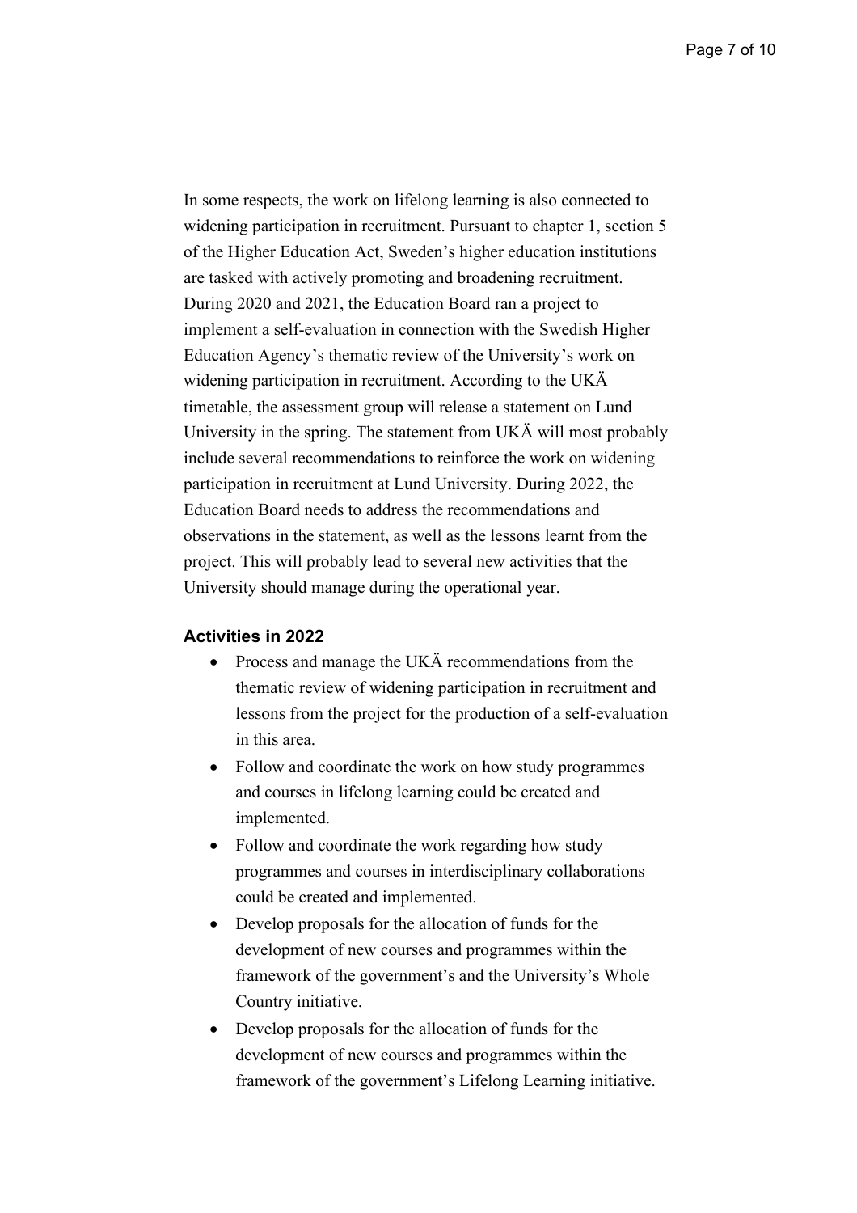In some respects, the work on lifelong learning is also connected to widening participation in recruitment. Pursuant to chapter 1, section 5 of the Higher Education Act, Sweden's higher education institutions are tasked with actively promoting and broadening recruitment. During 2020 and 2021, the Education Board ran a project to implement a self-evaluation in connection with the Swedish Higher Education Agency's thematic review of the University's work on widening participation in recruitment. According to the UKÄ timetable, the assessment group will release a statement on Lund University in the spring. The statement from UKÄ will most probably include several recommendations to reinforce the work on widening participation in recruitment at Lund University. During 2022, the Education Board needs to address the recommendations and observations in the statement, as well as the lessons learnt from the project. This will probably lead to several new activities that the University should manage during the operational year.

### Activities in 2022

- Process and manage the UKÄ recommendations from the thematic review of widening participation in recruitment and lessons from the project for the production of a self-evaluation in this area.
- Follow and coordinate the work on how study programmes and courses in lifelong learning could be created and implemented.
- Follow and coordinate the work regarding how study programmes and courses in interdisciplinary collaborations could be created and implemented.
- Develop proposals for the allocation of funds for the development of new courses and programmes within the framework of the government's and the University's Whole Country initiative.
- Develop proposals for the allocation of funds for the development of new courses and programmes within the framework of the government's Lifelong Learning initiative.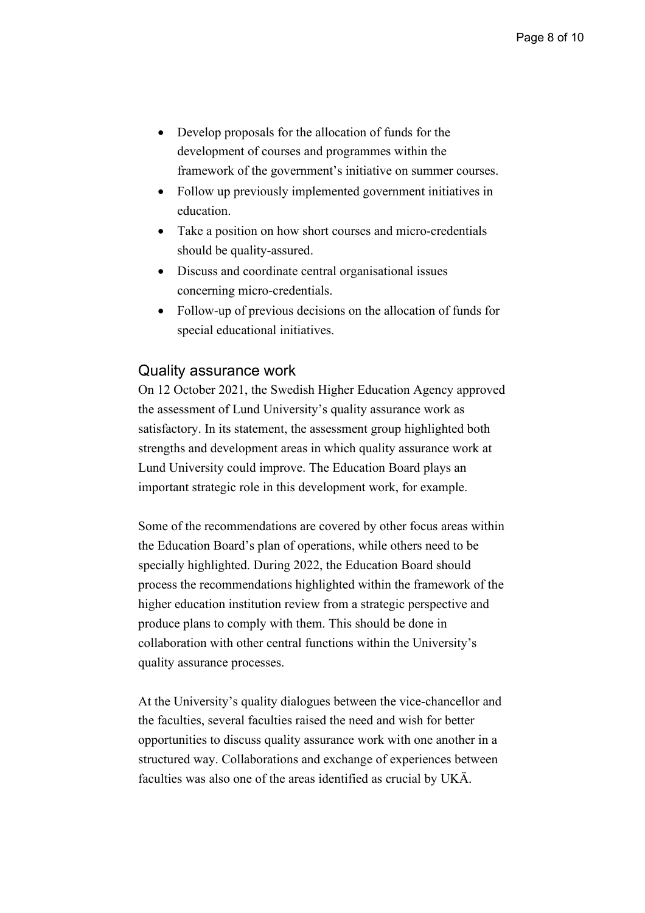- Develop proposals for the allocation of funds for the development of courses and programmes within the framework of the government's initiative on summer courses.
- Follow up previously implemented government initiatives in education.
- Take a position on how short courses and micro-credentials should be quality-assured.
- Discuss and coordinate central organisational issues concerning micro-credentials.
- Follow-up of previous decisions on the allocation of funds for special educational initiatives.

## Quality assurance work

On 12 October 2021, the Swedish Higher Education Agency approved the assessment of Lund University's quality assurance work as satisfactory. In its statement, the assessment group highlighted both strengths and development areas in which quality assurance work at Lund University could improve. The Education Board plays an important strategic role in this development work, for example.

Some of the recommendations are covered by other focus areas within the Education Board's plan of operations, while others need to be specially highlighted. During 2022, the Education Board should process the recommendations highlighted within the framework of the higher education institution review from a strategic perspective and produce plans to comply with them. This should be done in collaboration with other central functions within the University's quality assurance processes.

At the University's quality dialogues between the vice-chancellor and the faculties, several faculties raised the need and wish for better opportunities to discuss quality assurance work with one another in a structured way. Collaborations and exchange of experiences between faculties was also one of the areas identified as crucial by UKÄ.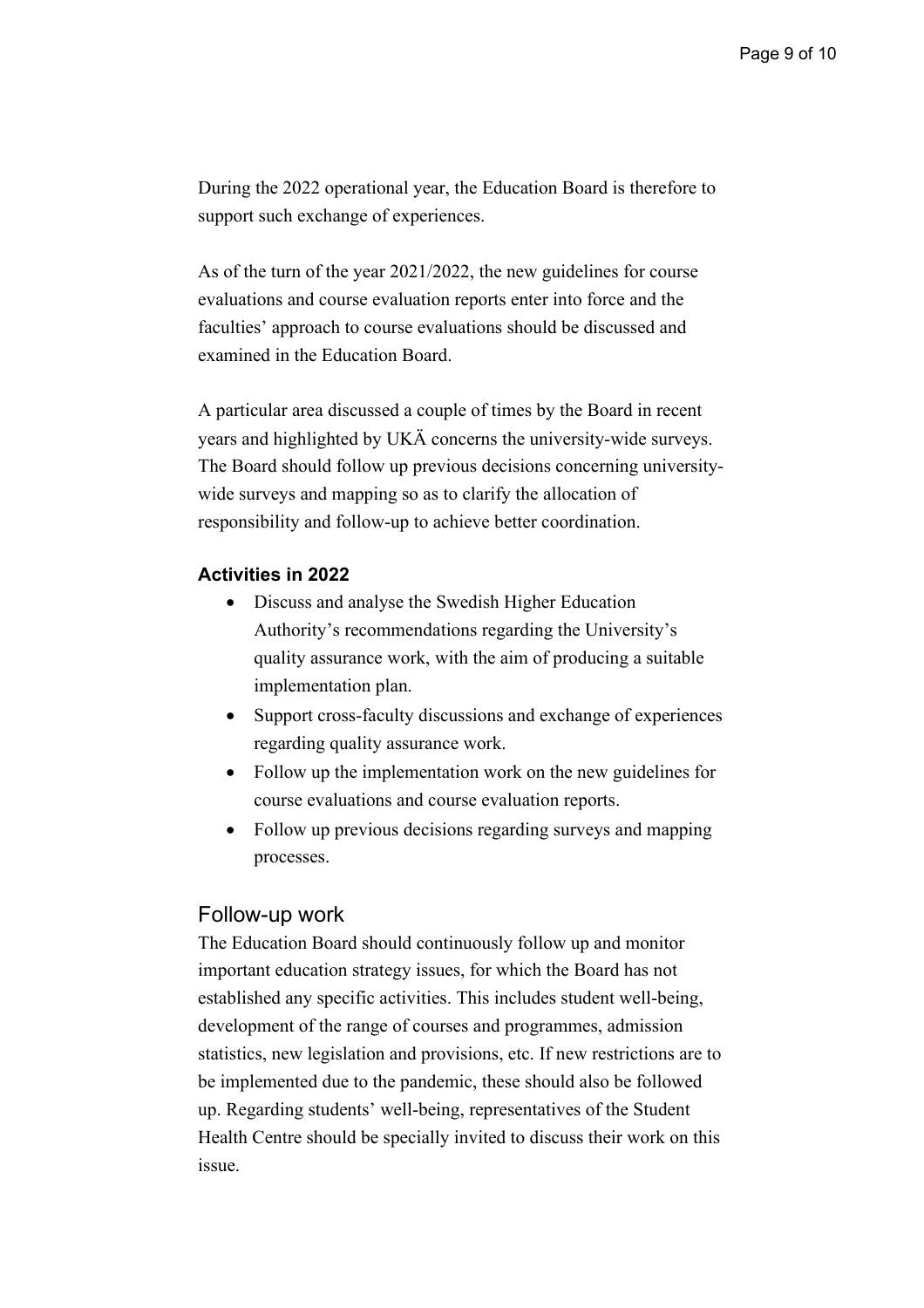During the 2022 operational year, the Education Board is therefore to support such exchange of experiences.

As of the turn of the year 2021/2022, the new guidelines for course evaluations and course evaluation reports enter into force and the faculties' approach to course evaluations should be discussed and examined in the Education Board.

A particular area discussed a couple of times by the Board in recent years and highlighted by UKÄ concerns the university-wide surveys. The Board should follow up previous decisions concerning university-wide surveys and mapping so as to clarify the allocation of responsibility and follow-up to achieve better coordination.

#### Activities in 2022

- Discuss and analyse the Swedish Higher Education Authority's recommendations regarding the University's quality assurance work, with the aim of producing a suitable implementation plan.
- Support cross-faculty discussions and exchange of experiences regarding quality assurance work.
- Follow up the implementation work on the new guidelines for course evaluations and course evaluation reports.
- Follow up previous decisions regarding surveys and mapping processes.

### Follow-up work

The Education Board should continuously follow up and monitor important education strategy issues, for which the Board has not established any specific activities. This includes student well-being, development of the range of courses and programmes, admission statistics, new legislation and provisions, etc. If new restrictions are to be implemented due to the pandemic, these should also be followed up. Regarding students' well-being, representatives of the Student Health Centre should be specially invited to discuss their work on this issue.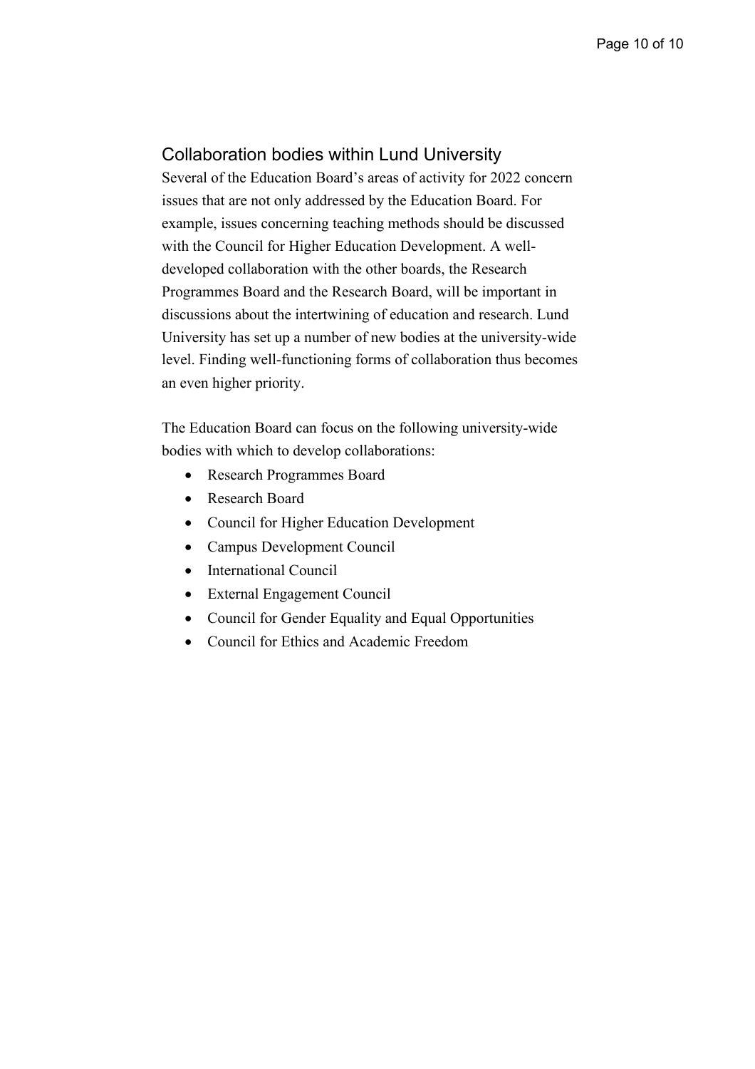## Collaboration bodies within Lund University

Several of the Education Board's areas of activity for 2022 concern issues that are not only addressed by the Education Board. For example, issues concerning teaching methods should be discussed with the Council for Higher Education Development. A well-developed collaboration with the other boards, the Research Programmes Board and the Research Board, will be important in discussions about the intertwining of education and research. Lund University has set up a number of new bodies at the university-wide level. Finding well-functioning forms of collaboration thus becomes an even higher priority.

The Education Board can focus on the following university-wide bodies with which to develop collaborations:

- Research Programmes Board
- Research Board
- Council for Higher Education Development
- Campus Development Council
- International Council
- External Engagement Council
- Council for Gender Equality and Equal Opportunities
- Council for Ethics and Academic Freedom